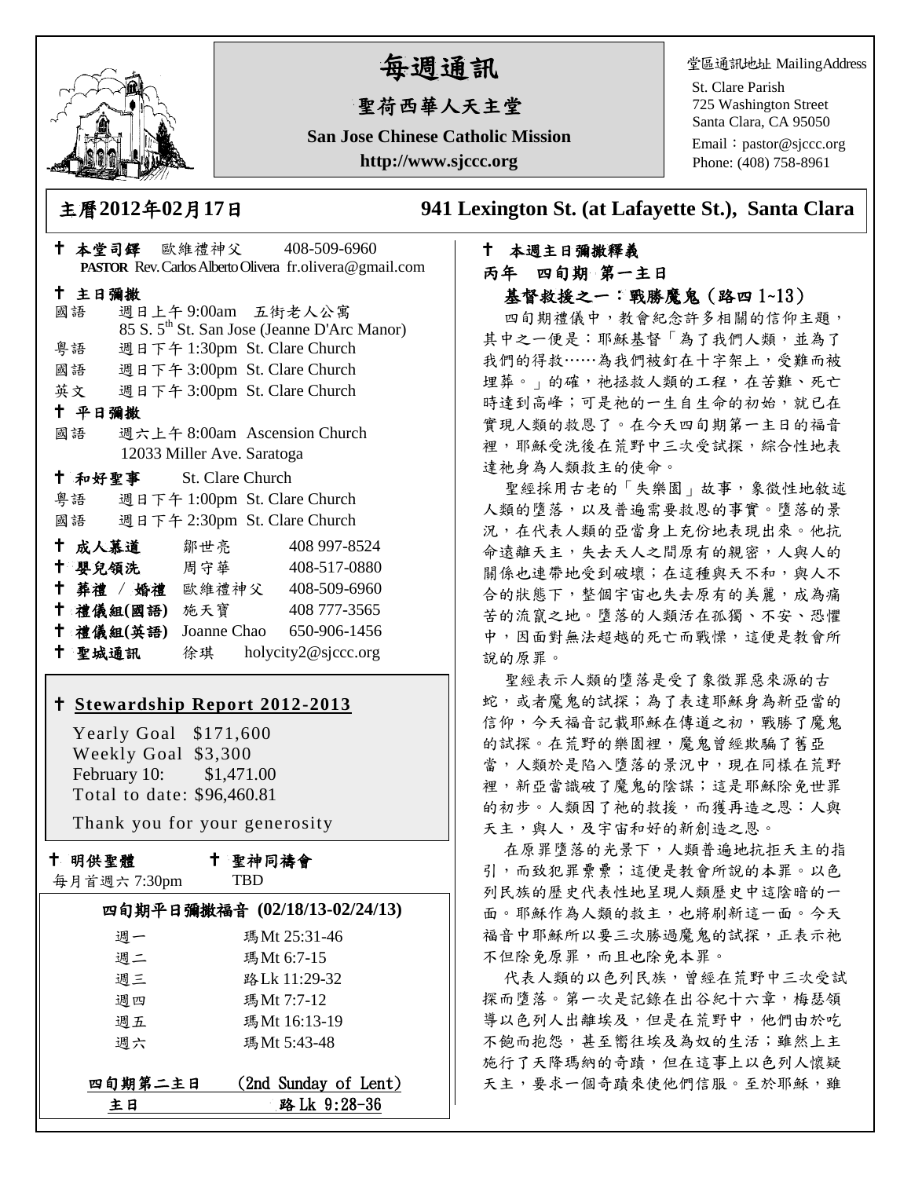# 每週通訊

## 聖荷西華人天主堂

**San Jose Chinese Catholic Mission**

**http://www.sjccc.org**

堂區通訊地址 MailingAddress

St. Clare Parish
725 Washington Street
Santa Clara, CA 95050
Email：pastor@sjccc.org
Phone: (408) 758-8961

主曆2012年02月17日　　**941 Lexington St. (at Lafayette St.), Santa Clara**

✝ **本堂司鐸** 歐維禮神父 408-509-6960
**PASTOR** Rev. Carlos Alberto Olivera fr.olivera@gmail.com

✝ **主日彌撒**

國語 週日上午 9:00am 五街老人公寓
85 S. 5th St. San Jose (Jeanne D'Arc Manor)

粵語 週日下午 1:30pm St. Clare Church

國語 週日下午 3:00pm St. Clare Church

英文 週日下午 3:00pm St. Clare Church

✝ **平日彌撒**

國語 週六上午 8:00am Ascension Church
12033 Miller Ave. Saratoga

✝ **和好聖事** St. Clare Church

粵語 週日下午 1:00pm St. Clare Church

國語 週日下午 2:30pm St. Clare Church

| | | |
|---|---|---|
| ✝ **成人慕道** | 鄒世亮 | 408 997-8524 |
| ✝ **嬰兒領洗** | 周守華 | 408-517-0880 |
| ✝ **葬禮 / 婚禮** | 歐維禮神父 | 408-509-6960 |
| ✝ **禮儀組(國語)** | 施天寶 | 408 777-3565 |
| ✝ **禮儀組(英語)** | Joanne Chao | 650-906-1456 |
| ✝ **聖城通訊** | 徐琪 | holycity2@sjccc.org |

✝ **Stewardship Report 2012-2013**

Yearly Goal $171,600
Weekly Goal $3,300
February 10: $1,471.00
Total to date: $96,460.81

Thank you for your generosity

✝ **明供聖體**
每月首週六 7:30pm

✝ **聖神同禱會**
TBD

**四旬期平日彌撒福音 (02/18/13-02/24/13)**

| | |
|---|---|
| 週一 | 瑪Mt 25:31-46 |
| 週二 | 瑪Mt 6:7-15 |
| 週三 | 路Lk 11:29-32 |
| 週四 | 瑪Mt 7:7-12 |
| 週五 | 瑪Mt 16:13-19 |
| 週六 | 瑪Mt 5:43-48 |

| | |
|---|---|
| **四旬期第二主日** | (2nd Sunday of Lent) |
| **主日** | **路Lk 9:28-36** |

✝ **本週主日彌撒釋義**

**丙年 四旬期 第一主日**

**基督救援之一：戰勝魔鬼（路四 1~13）**

四旬期禮儀中，教會紀念許多相關的信仰主題，其中之一便是：耶穌基督「為了我們人類，並為了我們的得救……為我們被釘在十字架上，受難而被埋葬。」的確，祂拯救人類的工程，在苦難、死亡時達到高峰；可是祂的一生自生命的初始，就已在實現人類的救恩了。在今天四旬期第一主日的福音裡，耶穌受洗後在荒野中三次受試探，綜合性地表達祂身為人類救主的使命。

聖經採用古老的「失樂園」故事，象徵性地敘述人類的墮落，以及普遍需要救恩的事實。墮落的景況，在代表人類的亞當身上充份地表現出來。他抗命遠離天主，失去天人之間原有的親密，人與人的關係也連帶地受到破壞；在這種與天不和，與人不合的狀態下，整個宇宙也失去原有的美麗，成為痛苦的流竄之地。墮落的人類活在孤獨、不安、恐懼中，因面對無法超越的死亡而戰慄，這便是教會所說的原罪。

聖經表示人類的墮落是受了象徵罪惡來源的古蛇，或者魔鬼的試探；為了表達耶穌身為新亞當的信仰，今天福音記載耶穌在傳道之初，戰勝了魔鬼的試探。在荒野的樂園裡，魔鬼曾經欺騙了舊亞當，人類於是陷入墮落的景況中，現在同樣在荒野裡，新亞當識破了魔鬼的陰謀；這是耶穌除免世罪的初步。人類因了祂的救援，而獲再造之恩：人與天主，與人，及宇宙和好的新創造之恩。

在原罪墮落的光景下，人類普遍地抗拒天主的指引，而致犯罪纍纍；這便是教會所說的本罪。以色列民族的歷史代表性地呈現人類歷史中這陰暗的一面。耶穌作為人類的救主，也將刷新這一面。今天福音中耶穌所以要三次勝過魔鬼的試探，正表示祂不但除免原罪，而且也除免本罪。

代表人類的以色列民族，曾經在荒野中三次受試探而墮落。第一次是記錄在出谷紀十六章，梅瑟領導以色列人出離埃及，但是在荒野中，他們由於吃不飽而抱怨，甚至嚮往埃及為奴的生活；雖然上主施行了天降瑪納的奇蹟，但在這事上以色列人懷疑天主，要求一個奇蹟來使他們信服。至於耶穌，雖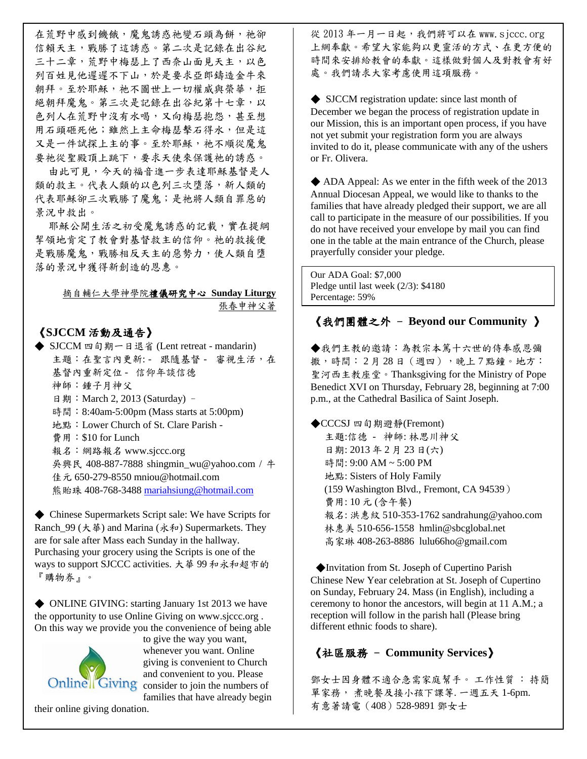在荒野中感到饑餓，魔鬼誘惑祂變石頭為餅，祂卻信賴天主，戰勝了這誘惑。第二次是記錄在出谷紀三十二章，荒野中梅瑟上了西奈山面見天主，以色列百姓見他遲遲不下山，於是要求亞郎鑄造金牛來朝拜。至於耶穌，祂不圖世上一切權威與榮華，拒絕朝拜魔鬼。第三次是記錄在出谷紀第十七章，以色列人在荒野中沒有水喝，又向梅瑟抱怨，甚至想用石頭砸死他；雖然上主命梅瑟擊石得水，但是這又是一件試探上主的事。至於耶穌，祂不順從魔鬼要祂從聖殿頂上跳下，要求天使來保護祂的誘惑。

由此可見，今天的福音進一步表達耶穌基督是人類的救主。代表人類的以色列三次墮落，新人類的代表耶穌卻三次戰勝了魔鬼；是祂將人類自罪惡的景況中救出。

耶穌公開生活之初受魔鬼誘惑的記載，實在提綱挈領地肯定了教會對基督救主的信仰。祂的救援便是戰勝魔鬼，戰勝相反天主的惡勢力，使人類自墮落的景況中獲得新創造的恩惠。

摘自輔仁大學神學院**禮儀研究中心 Sunday Liturgy**
張春申神父著

## 《SJCCM 活動及通告》

◆ SJCCM 四旬期一日退省 (Lent retreat - mandarin)
主題：在聖言內更新: - 跟隨基督 - 審視生活，在基督內重新定位 - 信仰年談信德
神師：鍾子月神父
日期：March 2, 2013 (Saturday) –
時間：8:40am-5:00pm (Mass starts at 5:00pm)
地點：Lower Church of St. Clare Parish -
費用：$10 for Lunch
報名：網路報名 www.sjccc.org
吳興民 408-887-7888 shingmin_wu@yahoo.com / 牛佳元 650-279-8550 mniou@hotmail.com
熊貽珠 408-768-3488 mariahsiung@hotmail.com

◆ Chinese Supermarkets Script sale: We have Scripts for Ranch_99 (大華) and Marina (永和) Supermarkets. They are for sale after Mass each Sunday in the hallway. Purchasing your grocery using the Scripts is one of the ways to support SJCCC activities. 大華 99 和永和超市的『購物券』。

◆ ONLINE GIVING: starting January 1st 2013 we have the opportunity to use Online Giving on www.sjccc.org . On this way we provide you the convenience of being able to give the way you want, whenever you want. Online giving is convenient to Church and convenient to you. Please consider to join the numbers of families that have already begin their online giving donation.

Online Giving

從 2013 年一月一日起，我們將可以在 www.sjccc.org 上網奉獻。希望大家能夠以更靈活的方式、在更方便的時間來安排給教會的奉獻。這樣做對個人及對教會有好處。我們請求大家考慮使用這項服務。

◆ SJCCM registration update: since last month of December we began the process of registration update in our Mission, this is an important open process, if you have not yet submit your registration form you are always invited to do it, please communicate with any of the ushers or Fr. Olivera.

◆ ADA Appeal: As we enter in the fifth week of the 2013 Annual Diocesan Appeal, we would like to thanks to the families that have already pledged their support, we are all call to participate in the measure of our possibilities. If you do not have received your envelope by mail you can find one in the table at the main entrance of the Church, please prayerfully consider your pledge.

Our ADA Goal: $7,000
Pledge until last week (2/3): $4180
Percentage: 59%

## 《我們團體之外 – Beyond our Community 》

◆我們主教的邀請：為教宗本篤十六世的侍奉感恩彌撒，時間：2 月 28 日（週四），晚上 7 點鐘。地方：聖河西主教座堂。Thanksgiving for the Ministry of Pope Benedict XVI on Thursday, February 28, beginning at 7:00 p.m., at the Cathedral Basilica of Saint Joseph.

◆CCCSJ 四旬期避靜(Fremont)
主題:信德 - 神師: 林思川神父
日期: 2013 年 2 月 23 日(六)
時間: 9:00 AM ~ 5:00 PM
地點: Sisters of Holy Family
(159 Washington Blvd., Fremont, CA 94539）
費用: 10 元 (含午餐)
報名: 洪惠紋 510-353-1762 sandrahung@yahoo.com
林惠美 510-656-1558 hmlin@sbcglobal.net
高家琳 408-263-8886 lulu66ho@gmail.com

◆Invitation from St. Joseph of Cupertino Parish
Chinese New Year celebration at St. Joseph of Cupertino on Sunday, February 24. Mass (in English), including a ceremony to honor the ancestors, will begin at 11 A.M.; a reception will follow in the parish hall (Please bring different ethnic foods to share).

## 《社區服務 – Community Services》

鄧女士因身體不適合急需家庭幫手。 工作性質 ：持簡單家務， 煮晚餐及接小孩下課等. 一週五天 1-6pm.
有意著請電（408）528-9891 鄧女士